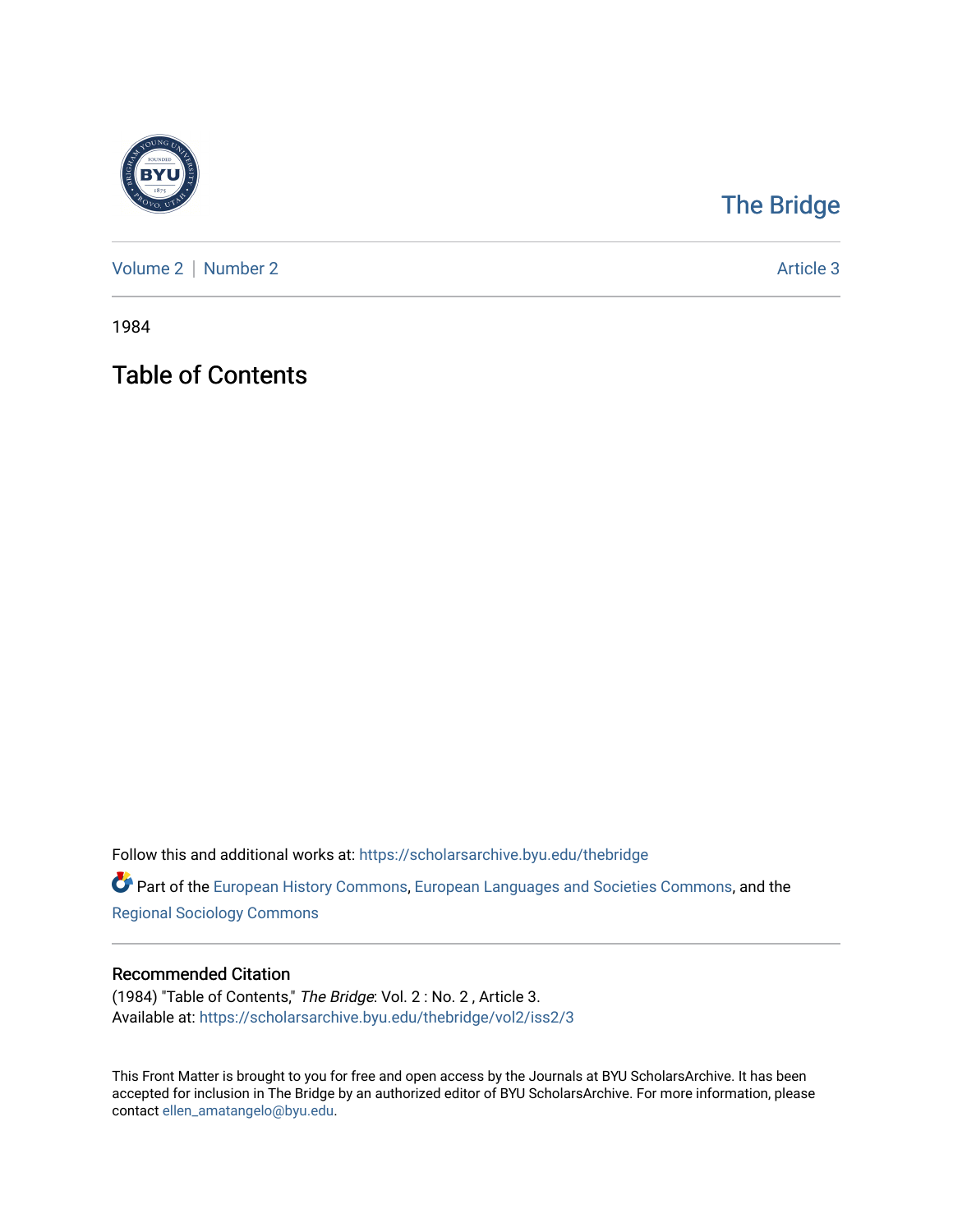# The Bridge

Volume 2 | Number 2 | Article 3

1984

## Table of Contents

Follow this and additional works at: https://scholarsarchive.byu.edu/thebridge

Part of the European History Commons, European Languages and Societies Commons, and the Regional Sociology Commons

### Recommended Citation

(1984) "Table of Contents," *The Bridge*: Vol. 2 : No. 2 , Article 3.
Available at: https://scholarsarchive.byu.edu/thebridge/vol2/iss2/3

This Front Matter is brought to you for free and open access by the Journals at BYU ScholarsArchive. It has been accepted for inclusion in The Bridge by an authorized editor of BYU ScholarsArchive. For more information, please contact ellen_amatangelo@byu.edu.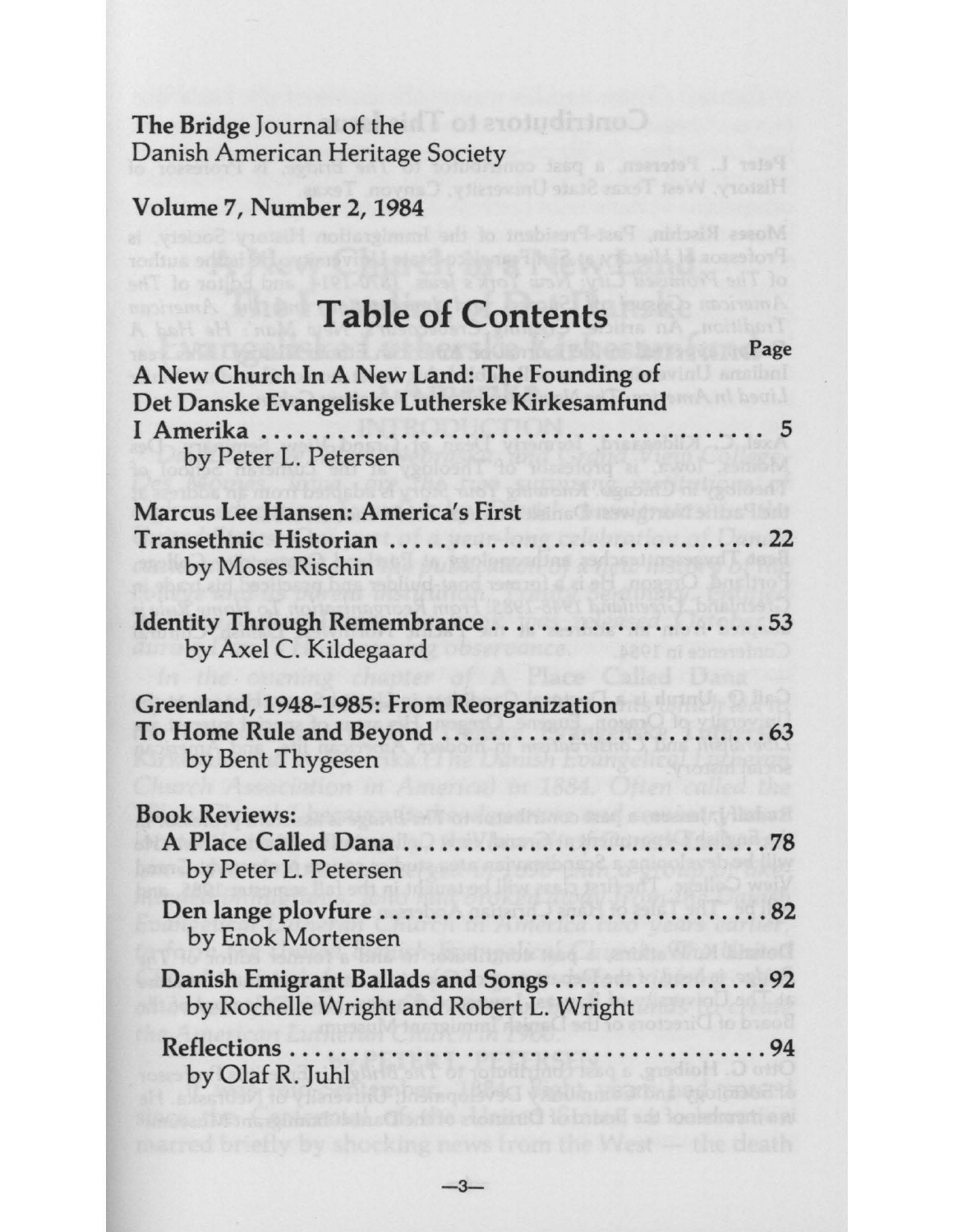The Bridge Journal of the
Danish American Heritage Society

**Volume 7, Number 2, 1984**

# Table of Contents

Page

**A New Church In A New Land: The Founding of Det Danske Evangeliske Lutherske Kirkesamfund I Amerika** ........................................ 5
by Peter L. Petersen

**Marcus Lee Hansen: America's First Transethnic Historian** ........................................ 22
by Moses Rischin

**Identity Through Remembrance** ........................................ 53
by Axel C. Kildegaard

**Greenland, 1948-1985: From Reorganization To Home Rule and Beyond** ........................................ 63
by Bent Thygesen

**Book Reviews:**

**A Place Called Dana** ........................................ 78
by Peter L. Petersen

**Den lange plovfure** ........................................ 82
by Enok Mortensen

**Danish Emigrant Ballads and Songs** ........................................ 92
by Rochelle Wright and Robert L. Wright

**Reflections** ........................................ 94
by Olaf R. Juhl